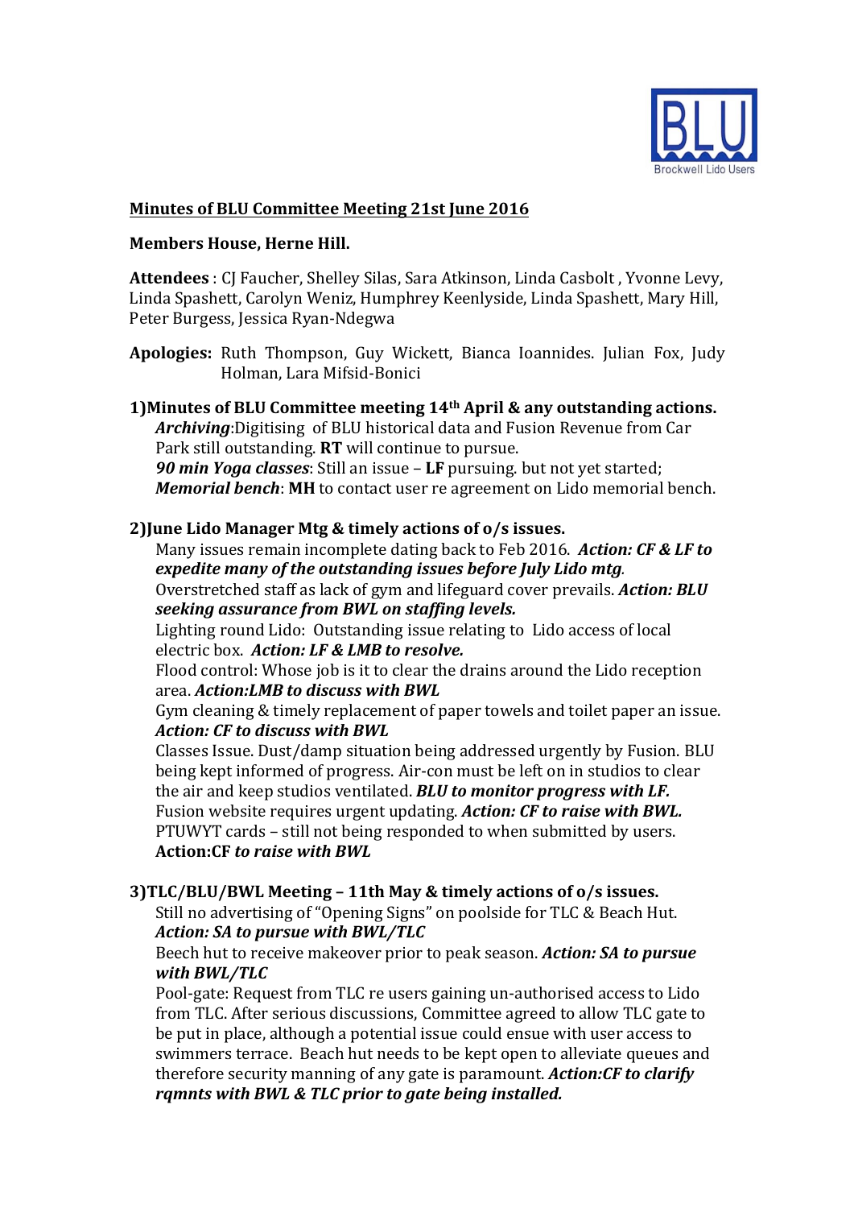**Minutes of BLU Committee Meeting 21st June 2016**

**Members House, Herne Hill.**

**Attendees** : CJ Faucher, Shelley Silas, Sara Atkinson, Linda Casbolt , Yvonne Levy, Linda Spashett, Carolyn Weniz, Humphrey Keenlyside, Linda Spashett, Mary Hill, Peter Burgess, Jessica Ryan-Ndegwa

**Apologies:** Ruth Thompson, Guy Wickett, Bianca Ioannides. Julian Fox, Judy Holman, Lara Mifsid-Bonici

**1)Minutes of BLU Committee meeting 14th April & any outstanding actions.**

***Archiving***:Digitising of BLU historical data and Fusion Revenue from Car Park still outstanding. **RT** will continue to pursue.

***90 min Yoga classes***: Still an issue – **LF** pursuing. but not yet started;

***Memorial bench***: **MH** to contact user re agreement on Lido memorial bench.

**2)June Lido Manager Mtg & timely actions of o/s issues.**

Many issues remain incomplete dating back to Feb 2016. ***Action: CF & LF to expedite many of the outstanding issues before July Lido mtg***.

Overstretched staff as lack of gym and lifeguard cover prevails. ***Action: BLU seeking assurance from BWL on staffing levels.***

Lighting round Lido: Outstanding issue relating to Lido access of local electric box. ***Action: LF & LMB to resolve.***

Flood control: Whose job is it to clear the drains around the Lido reception area. ***Action:LMB to discuss with BWL***

Gym cleaning & timely replacement of paper towels and toilet paper an issue. ***Action: CF to discuss with BWL***

Classes Issue. Dust/damp situation being addressed urgently by Fusion. BLU being kept informed of progress. Air-con must be left on in studios to clear the air and keep studios ventilated. ***BLU to monitor progress with LF.***

Fusion website requires urgent updating. ***Action: CF to raise with BWL.***

PTUWYT cards – still not being responded to when submitted by users. **Action:CF *to raise with BWL***

**3)TLC/BLU/BWL Meeting – 11th May & timely actions of o/s issues.**

Still no advertising of "Opening Signs" on poolside for TLC & Beach Hut. ***Action: SA to pursue with BWL/TLC***

Beech hut to receive makeover prior to peak season. ***Action: SA to pursue with BWL/TLC***

Pool-gate: Request from TLC re users gaining un-authorised access to Lido from TLC. After serious discussions, Committee agreed to allow TLC gate to be put in place, although a potential issue could ensue with user access to swimmers terrace. Beach hut needs to be kept open to alleviate queues and therefore security manning of any gate is paramount. ***Action:CF to clarify rqmnts with BWL & TLC prior to gate being installed.***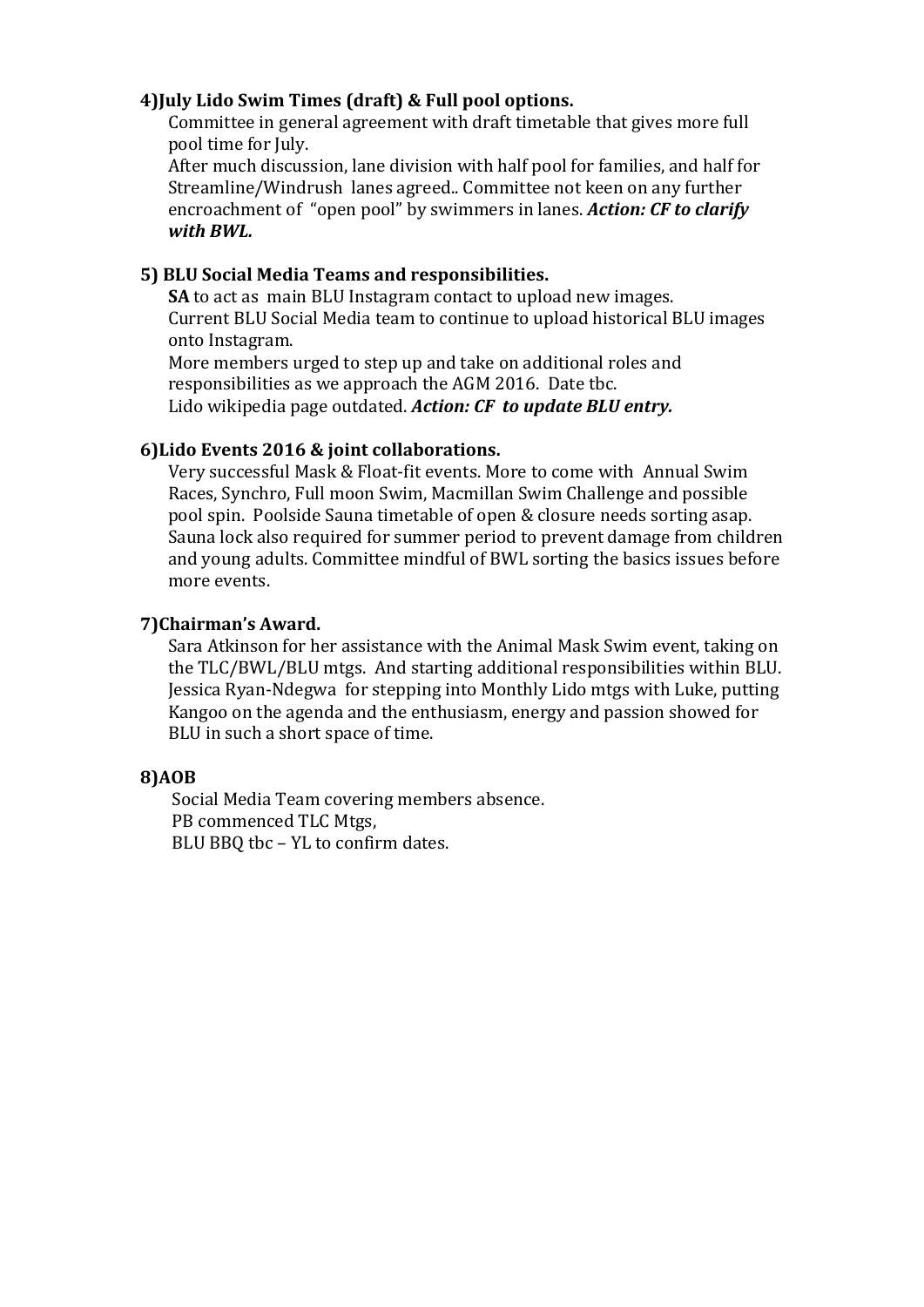**4)July Lido Swim Times (draft) & Full pool options.**

Committee in general agreement with draft timetable that gives more full pool time for July.
After much discussion, lane division with half pool for families, and half for Streamline/Windrush lanes agreed.. Committee not keen on any further encroachment of "open pool" by swimmers in lanes. ***Action: CF to clarify with BWL.***

**5) BLU Social Media Teams and responsibilities.**

**SA** to act as main BLU Instagram contact to upload new images.
Current BLU Social Media team to continue to upload historical BLU images onto Instagram.
More members urged to step up and take on additional roles and responsibilities as we approach the AGM 2016. Date tbc.
Lido wikipedia page outdated. ***Action: CF to update BLU entry.***

**6)Lido Events 2016 & joint collaborations.**

Very successful Mask & Float-fit events. More to come with Annual Swim Races, Synchro, Full moon Swim, Macmillan Swim Challenge and possible pool spin. Poolside Sauna timetable of open & closure needs sorting asap. Sauna lock also required for summer period to prevent damage from children and young adults. Committee mindful of BWL sorting the basics issues before more events.

**7)Chairman's Award.**

Sara Atkinson for her assistance with the Animal Mask Swim event, taking on the TLC/BWL/BLU mtgs. And starting additional responsibilities within BLU.
Jessica Ryan-Ndegwa for stepping into Monthly Lido mtgs with Luke, putting Kangoo on the agenda and the enthusiasm, energy and passion showed for BLU in such a short space of time.

**8)AOB**

Social Media Team covering members absence.
PB commenced TLC Mtgs,
BLU BBQ tbc – YL to confirm dates.